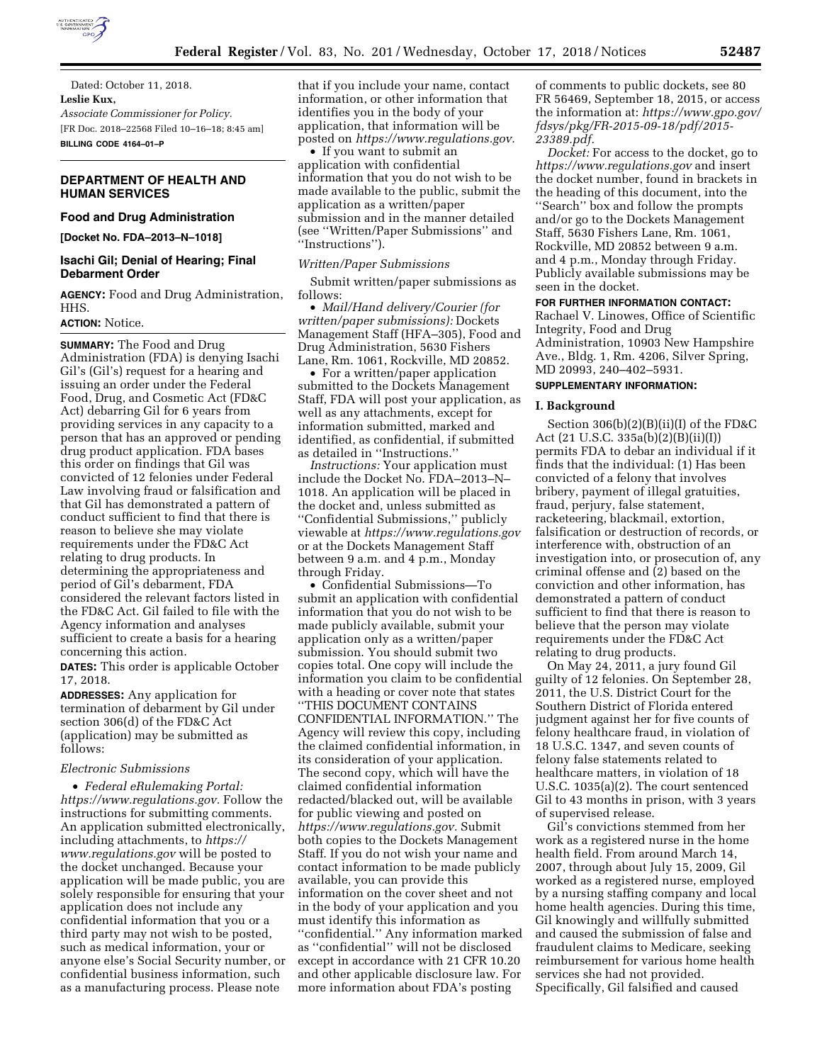Dated: October 11, 2018.

**Leslie Kux,**

*Associate Commissioner for Policy.*

[FR Doc. 2018–22568 Filed 10–16–18; 8:45 am]

**BILLING CODE 4164–01–P**

## DEPARTMENT OF HEALTH AND HUMAN SERVICES

### Food and Drug Administration

**[Docket No. FDA–2013–N–1018]**

### Isachi Gil; Denial of Hearing; Final Debarment Order

**AGENCY:** Food and Drug Administration, HHS.

**ACTION:** Notice.

**SUMMARY:** The Food and Drug Administration (FDA) is denying Isachi Gil's (Gil's) request for a hearing and issuing an order under the Federal Food, Drug, and Cosmetic Act (FD&C Act) debarring Gil for 6 years from providing services in any capacity to a person that has an approved or pending drug product application. FDA bases this order on findings that Gil was convicted of 12 felonies under Federal Law involving fraud or falsification and that Gil has demonstrated a pattern of conduct sufficient to find that there is reason to believe she may violate requirements under the FD&C Act relating to drug products. In determining the appropriateness and period of Gil's debarment, FDA considered the relevant factors listed in the FD&C Act. Gil failed to file with the Agency information and analyses sufficient to create a basis for a hearing concerning this action.

**DATES:** This order is applicable October 17, 2018.

**ADDRESSES:** Any application for termination of debarment by Gil under section 306(d) of the FD&C Act (application) may be submitted as follows:

*Electronic Submissions*

- *Federal eRulemaking Portal: https://www.regulations.gov.* Follow the instructions for submitting comments. An application submitted electronically, including attachments, to *https://www.regulations.gov* will be posted to the docket unchanged. Because your application will be made public, you are solely responsible for ensuring that your application does not include any confidential information that you or a third party may not wish to be posted, such as medical information, your or anyone else's Social Security number, or confidential business information, such as a manufacturing process. Please note that if you include your name, contact information, or other information that identifies you in the body of your application, that information will be posted on *https://www.regulations.gov.*
- If you want to submit an application with confidential information that you do not wish to be made available to the public, submit the application as a written/paper submission and in the manner detailed (see "Written/Paper Submissions" and "Instructions").

*Written/Paper Submissions*

Submit written/paper submissions as follows:

- *Mail/Hand delivery/Courier (for written/paper submissions):* Dockets Management Staff (HFA–305), Food and Drug Administration, 5630 Fishers Lane, Rm. 1061, Rockville, MD 20852.
- For a written/paper application submitted to the Dockets Management Staff, FDA will post your application, as well as any attachments, except for information submitted, marked and identified, as confidential, if submitted as detailed in "Instructions."

*Instructions:* Your application must include the Docket No. FDA–2013–N–1018. An application will be placed in the docket and, unless submitted as "Confidential Submissions," publicly viewable at *https://www.regulations.gov* or at the Dockets Management Staff between 9 a.m. and 4 p.m., Monday through Friday.

- Confidential Submissions—To submit an application with confidential information that you do not wish to be made publicly available, submit your application only as a written/paper submission. You should submit two copies total. One copy will include the information you claim to be confidential with a heading or cover note that states "THIS DOCUMENT CONTAINS CONFIDENTIAL INFORMATION." The Agency will review this copy, including the claimed confidential information, in its consideration of your application. The second copy, which will have the claimed confidential information redacted/blacked out, will be available for public viewing and posted on *https://www.regulations.gov.* Submit both copies to the Dockets Management Staff. If you do not wish your name and contact information to be made publicly available, you can provide this information on the cover sheet and not in the body of your application and you must identify this information as "confidential." Any information marked as "confidential" will not be disclosed except in accordance with 21 CFR 10.20 and other applicable disclosure law. For more information about FDA's posting of comments to public dockets, see 80 FR 56469, September 18, 2015, or access the information at: *https://www.gpo.gov/fdsys/pkg/FR-2015-09-18/pdf/2015-23389.pdf.*

*Docket:* For access to the docket, go to *https://www.regulations.gov* and insert the docket number, found in brackets in the heading of this document, into the "Search" box and follow the prompts and/or go to the Dockets Management Staff, 5630 Fishers Lane, Rm. 1061, Rockville, MD 20852 between 9 a.m. and 4 p.m., Monday through Friday. Publicly available submissions may be seen in the docket.

**FOR FURTHER INFORMATION CONTACT:** Rachael V. Linowes, Office of Scientific Integrity, Food and Drug Administration, 10903 New Hampshire Ave., Bldg. 1, Rm. 4206, Silver Spring, MD 20993, 240–402–5931.

**SUPPLEMENTARY INFORMATION:**

### I. Background

Section 306(b)(2)(B)(ii)(I) of the FD&C Act (21 U.S.C. 335a(b)(2)(B)(ii)(I)) permits FDA to debar an individual if it finds that the individual: (1) Has been convicted of a felony that involves bribery, payment of illegal gratuities, fraud, perjury, false statement, racketeering, blackmail, extortion, falsification or destruction of records, or interference with, obstruction of an investigation into, or prosecution of, any criminal offense and (2) based on the conviction and other information, has demonstrated a pattern of conduct sufficient to find that there is reason to believe that the person may violate requirements under the FD&C Act relating to drug products.

On May 24, 2011, a jury found Gil guilty of 12 felonies. On September 28, 2011, the U.S. District Court for the Southern District of Florida entered judgment against her for five counts of felony healthcare fraud, in violation of 18 U.S.C. 1347, and seven counts of felony false statements related to healthcare matters, in violation of 18 U.S.C. 1035(a)(2). The court sentenced Gil to 43 months in prison, with 3 years of supervised release.

Gil's convictions stemmed from her work as a registered nurse in the home health field. From around March 14, 2007, through about July 15, 2009, Gil worked as a registered nurse, employed by a nursing staffing company and local home health agencies. During this time, Gil knowingly and willfully submitted and caused the submission of false and fraudulent claims to Medicare, seeking reimbursement for various home health services she had not provided. Specifically, Gil falsified and caused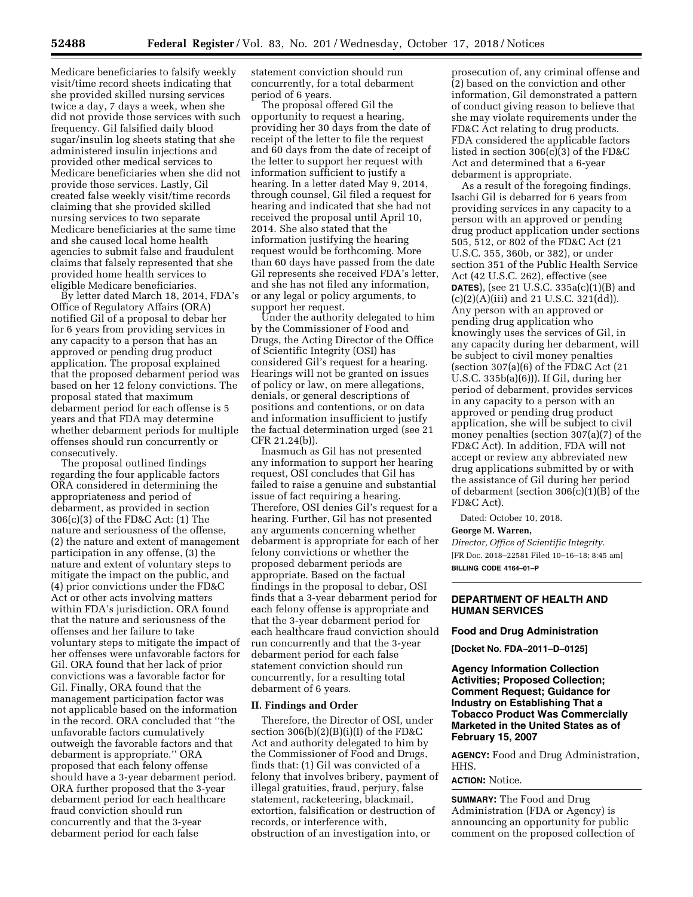Medicare beneficiaries to falsify weekly visit/time record sheets indicating that she provided skilled nursing services twice a day, 7 days a week, when she did not provide those services with such frequency. Gil falsified daily blood sugar/insulin log sheets stating that she administered insulin injections and provided other medical services to Medicare beneficiaries when she did not provide those services. Lastly, Gil created false weekly visit/time records claiming that she provided skilled nursing services to two separate Medicare beneficiaries at the same time and she caused local home health agencies to submit false and fraudulent claims that falsely represented that she provided home health services to eligible Medicare beneficiaries.

By letter dated March 18, 2014, FDA's Office of Regulatory Affairs (ORA) notified Gil of a proposal to debar her for 6 years from providing services in any capacity to a person that has an approved or pending drug product application. The proposal explained that the proposed debarment period was based on her 12 felony convictions. The proposal stated that maximum debarment period for each offense is 5 years and that FDA may determine whether debarment periods for multiple offenses should run concurrently or consecutively.

The proposal outlined findings regarding the four applicable factors ORA considered in determining the appropriateness and period of debarment, as provided in section 306(c)(3) of the FD&C Act: (1) The nature and seriousness of the offense, (2) the nature and extent of management participation in any offense, (3) the nature and extent of voluntary steps to mitigate the impact on the public, and (4) prior convictions under the FD&C Act or other acts involving matters within FDA's jurisdiction. ORA found that the nature and seriousness of the offenses and her failure to take voluntary steps to mitigate the impact of her offenses were unfavorable factors for Gil. ORA found that her lack of prior convictions was a favorable factor for Gil. Finally, ORA found that the management participation factor was not applicable based on the information in the record. ORA concluded that "the unfavorable factors cumulatively outweigh the favorable factors and that debarment is appropriate." ORA proposed that each felony offense should have a 3-year debarment period. ORA further proposed that the 3-year debarment period for each healthcare fraud conviction should run concurrently and that the 3-year debarment period for each false statement conviction should run concurrently, for a total debarment period of 6 years.

The proposal offered Gil the opportunity to request a hearing, providing her 30 days from the date of receipt of the letter to file the request and 60 days from the date of receipt of the letter to support her request with information sufficient to justify a hearing. In a letter dated May 9, 2014, through counsel, Gil filed a request for hearing and indicated that she had not received the proposal until April 10, 2014. She also stated that the information justifying the hearing request would be forthcoming. More than 60 days have passed from the date Gil represents she received FDA's letter, and she has not filed any information, or any legal or policy arguments, to support her request.

Under the authority delegated to him by the Commissioner of Food and Drugs, the Acting Director of the Office of Scientific Integrity (OSI) has considered Gil's request for a hearing. Hearings will not be granted on issues of policy or law, on mere allegations, denials, or general descriptions of positions and contentions, or on data and information insufficient to justify the factual determination urged (see 21 CFR 21.24(b)).

Inasmuch as Gil has not presented any information to support her hearing request, OSI concludes that Gil has failed to raise a genuine and substantial issue of fact requiring a hearing. Therefore, OSI denies Gil's request for a hearing. Further, Gil has not presented any arguments concerning whether debarment is appropriate for each of her felony convictions or whether the proposed debarment periods are appropriate. Based on the factual findings in the proposal to debar, OSI finds that a 3-year debarment period for each felony offense is appropriate and that the 3-year debarment period for each healthcare fraud conviction should run concurrently and that the 3-year debarment period for each false statement conviction should run concurrently, for a resulting total debarment of 6 years.

## II. Findings and Order

Therefore, the Director of OSI, under section 306(b)(2)(B)(i)(I) of the FD&C Act and authority delegated to him by the Commissioner of Food and Drugs, finds that: (1) Gil was convicted of a felony that involves bribery, payment of illegal gratuities, fraud, perjury, false statement, racketeering, blackmail, extortion, falsification or destruction of records, or interference with, obstruction of an investigation into, or prosecution of, any criminal offense and (2) based on the conviction and other information, Gil demonstrated a pattern of conduct giving reason to believe that she may violate requirements under the FD&C Act relating to drug products. FDA considered the applicable factors listed in section 306(c)(3) of the FD&C Act and determined that a 6-year debarment is appropriate.

As a result of the foregoing findings, Isachi Gil is debarred for 6 years from providing services in any capacity to a person with an approved or pending drug product application under sections 505, 512, or 802 of the FD&C Act (21 U.S.C. 355, 360b, or 382), or under section 351 of the Public Health Service Act (42 U.S.C. 262), effective (see **DATES**), (see 21 U.S.C. 335a(c)(1)(B) and (c)(2)(A)(iii) and 21 U.S.C. 321(dd)). Any person with an approved or pending drug application who knowingly uses the services of Gil, in any capacity during her debarment, will be subject to civil money penalties (section 307(a)(6) of the FD&C Act (21 U.S.C. 335b(a)(6))). If Gil, during her period of debarment, provides services in any capacity to a person with an approved or pending drug product application, she will be subject to civil money penalties (section 307(a)(7) of the FD&C Act). In addition, FDA will not accept or review any abbreviated new drug applications submitted by or with the assistance of Gil during her period of debarment (section 306(c)(1)(B) of the FD&C Act).

Dated: October 10, 2018.

**George M. Warren,**

*Director, Office of Scientific Integrity.*

[FR Doc. 2018–22581 Filed 10–16–18; 8:45 am]

**BILLING CODE 4164–01–P**

---

## DEPARTMENT OF HEALTH AND HUMAN SERVICES

### Food and Drug Administration

**[Docket No. FDA–2011–D–0125]**

### Agency Information Collection Activities; Proposed Collection; Comment Request; Guidance for Industry on Establishing That a Tobacco Product Was Commercially Marketed in the United States as of February 15, 2007

**AGENCY:** Food and Drug Administration, HHS.

**ACTION:** Notice.

**SUMMARY:** The Food and Drug Administration (FDA or Agency) is announcing an opportunity for public comment on the proposed collection of